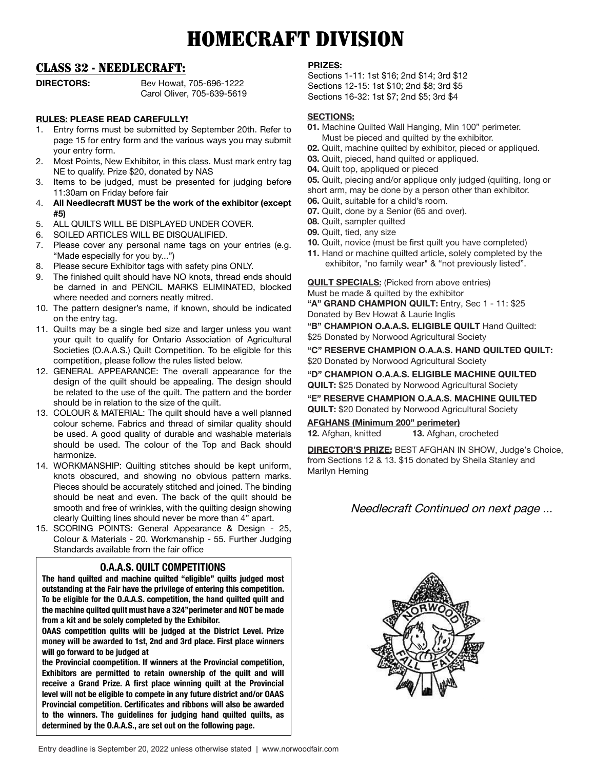# HOMECRAFT DIVISION

## CLASS 32 - NEEDLECRAFT:

**DIRECTORS:** Bev Howat, 705-696-1222
Carol Oliver, 705-639-5619

**RULES: PLEASE READ CAREFULLY!**

1. Entry forms must be submitted by September 20th. Refer to page 15 for entry form and the various ways you may submit your entry form.
2. Most Points, New Exhibitor, in this class. Must mark entry tag NE to qualify. Prize $20, donated by NAS
3. Items to be judged, must be presented for judging before 11:30am on Friday before fair
4. **All Needlecraft MUST be the work of the exhibitor (except #5)**
5. ALL QUILTS WILL BE DISPLAYED UNDER COVER.
6. SOILED ARTICLES WILL BE DISQUALIFIED.
7. Please cover any personal name tags on your entries (e.g. "Made especially for you by...")
8. Please secure Exhibitor tags with safety pins ONLY.
9. The finished quilt should have NO knots, thread ends should be darned in and PENCIL MARKS ELIMINATED, blocked where needed and corners neatly mitred.
10. The pattern designer's name, if known, should be indicated on the entry tag.
11. Quilts may be a single bed size and larger unless you want your quilt to qualify for Ontario Association of Agricultural Societies (O.A.A.S.) Quilt Competition. To be eligible for this competition, please follow the rules listed below.
12. GENERAL APPEARANCE: The overall appearance for the design of the quilt should be appealing. The design should be related to the use of the quilt. The pattern and the border should be in relation to the size of the quilt.
13. COLOUR & MATERIAL: The quilt should have a well planned colour scheme. Fabrics and thread of similar quality should be used. A good quality of durable and washable materials should be used. The colour of the Top and Back should harmonize.
14. WORKMANSHIP: Quilting stitches should be kept uniform, knots obscured, and showing no obvious pattern marks. Pieces should be accurately stitched and joined. The binding should be neat and even. The back of the quilt should be smooth and free of wrinkles, with the quilting design showing clearly Quilting lines should never be more than 4" apart.
15. SCORING POINTS: General Appearance & Design - 25, Colour & Materials - 20. Workmanship - 55. Further Judging Standards available from the fair office

### O.A.A.S. QUILT COMPETITIONS

**The hand quilted and machine quilted "eligible" quilts judged most outstanding at the Fair have the privilege of entering this competition. To be eligible for the O.A.A.S. competition, the hand quilted quilt and the machine quilted quilt must have a 324"perimeter and NOT be made from a kit and be solely completed by the Exhibitor.**

**OAAS competition quilts will be judged at the District Level. Prize money will be awarded to 1st, 2nd and 3rd place. First place winners will go forward to be judged at**

**the Provincial coompetition. If winners at the Provincial competition, Exhibitors are permitted to retain ownership of the quilt and will receive a Grand Prize. A first place winning quilt at the Provincial level will not be eligible to compete in any future district and/or OAAS Provincial competition. Certificates and ribbons will also be awarded to the winners. The guidelines for judging hand quilted quilts, as determined by the O.A.A.S., are set out on the following page.**

**PRIZES:**

Sections 1-11: 1st $16; 2nd $14; 3rd $12
Sections 12-15: 1st $10; 2nd $8; 3rd $5
Sections 16-32: 1st $7; 2nd $5; 3rd $4

**SECTIONS:**

**01.** Machine Quilted Wall Hanging, Min 100" perimeter. Must be pieced and quilted by the exhibitor.
**02.** Quilt, machine quilted by exhibitor, pieced or appliqued.
**03.** Quilt, pieced, hand quilted or appliqued.
**04.** Quilt top, appliqued or pieced
**05.** Quilt, piecing and/or applique only judged (quilting, long or short arm, may be done by a person other than exhibitor.
**06.** Quilt, suitable for a child's room.
**07.** Quilt, done by a Senior (65 and over).
**08.** Quilt, sampler quilted
**09.** Quilt, tied, any size
**10.** Quilt, novice (must be first quilt you have completed)
**11.** Hand or machine quilted article, solely completed by the exhibitor, "no family wear" & "not previously listed".

**QUILT SPECIALS:** (Picked from above entries)
Must be made & quilted by the exhibitor

**"A" GRAND CHAMPION QUILT:** Entry, Sec 1 - 11: $25 Donated by Bev Howat & Laurie Inglis

**"B" CHAMPION O.A.A.S. ELIGIBLE QUILT** Hand Quilted: $25 Donated by Norwood Agricultural Society

**"C" RESERVE CHAMPION O.A.A.S. HAND QUILTED QUILT:** $20 Donated by Norwood Agricultural Society

**"D" CHAMPION O.A.A.S. ELIGIBLE MACHINE QUILTED QUILT:** $25 Donated by Norwood Agricultural Society

**"E" RESERVE CHAMPION O.A.A.S. MACHINE QUILTED QUILT:** $20 Donated by Norwood Agricultural Society

**AFGHANS (Minimum 200" perimeter)**

**12.** Afghan, knitted
**13.** Afghan, crocheted

**DIRECTOR'S PRIZE:** BEST AFGHAN IN SHOW, Judge's Choice, from Sections 12 & 13. $15 donated by Sheila Stanley and Marilyn Heming

*Needlecraft Continued on next page ...*

Entry deadline is September 20, 2022 unless otherwise stated | www.norwoodfair.com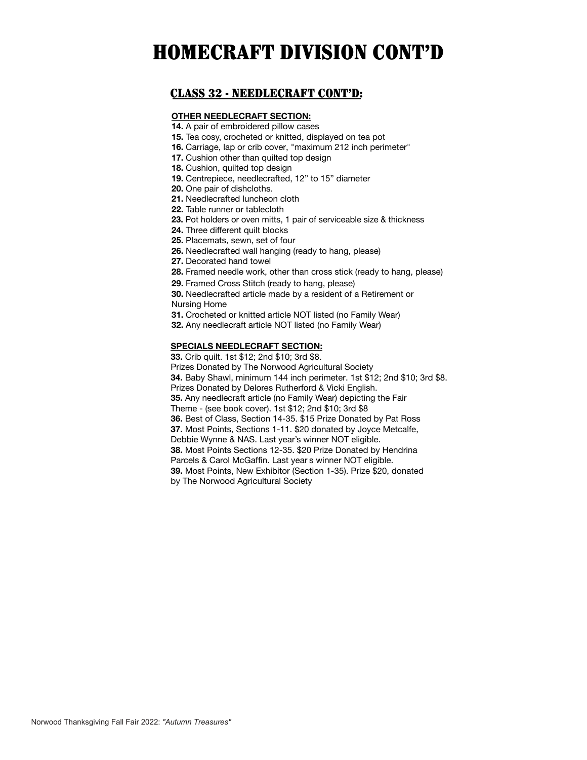# HOMECRAFT DIVISION CONT'D

## CLASS 32 - NEEDLECRAFT CONT'D:

**OTHER NEEDLECRAFT SECTION:**

**14.** A pair of embroidered pillow cases
**15.** Tea cosy, crocheted or knitted, displayed on tea pot
**16.** Carriage, lap or crib cover, "maximum 212 inch perimeter"
**17.** Cushion other than quilted top design
**18.** Cushion, quilted top design
**19.** Centrepiece, needlecrafted, 12" to 15" diameter
**20.** One pair of dishcloths.
**21.** Needlecrafted luncheon cloth
**22.** Table runner or tablecloth
**23.** Pot holders or oven mitts, 1 pair of serviceable size & thickness
**24.** Three different quilt blocks
**25.** Placemats, sewn, set of four
**26.** Needlecrafted wall hanging (ready to hang, please)
**27.** Decorated hand towel
**28.** Framed needle work, other than cross stick (ready to hang, please)
**29.** Framed Cross Stitch (ready to hang, please)
**30.** Needlecrafted article made by a resident of a Retirement or Nursing Home
**31.** Crocheted or knitted article NOT listed (no Family Wear)
**32.** Any needlecraft article NOT listed (no Family Wear)

**SPECIALS NEEDLECRAFT SECTION:**

**33.** Crib quilt. 1st $12; 2nd $10; 3rd $8.
Prizes Donated by The Norwood Agricultural Society
**34.** Baby Shawl, minimum 144 inch perimeter. 1st $12; 2nd $10; 3rd $8.
Prizes Donated by Delores Rutherford & Vicki English.
**35.** Any needlecraft article (no Family Wear) depicting the Fair Theme - (see book cover). 1st $12; 2nd $10; 3rd $8
**36.** Best of Class, Section 14-35. $15 Prize Donated by Pat Ross
**37.** Most Points, Sections 1-11. $20 donated by Joyce Metcalfe, Debbie Wynne & NAS. Last year's winner NOT eligible.
**38.** Most Points Sections 12-35. $20 Prize Donated by Hendrina Parcels & Carol McGaffin. Last year s winner NOT eligible.
**39.** Most Points, New Exhibitor (Section 1-35). Prize $20, donated by The Norwood Agricultural Society